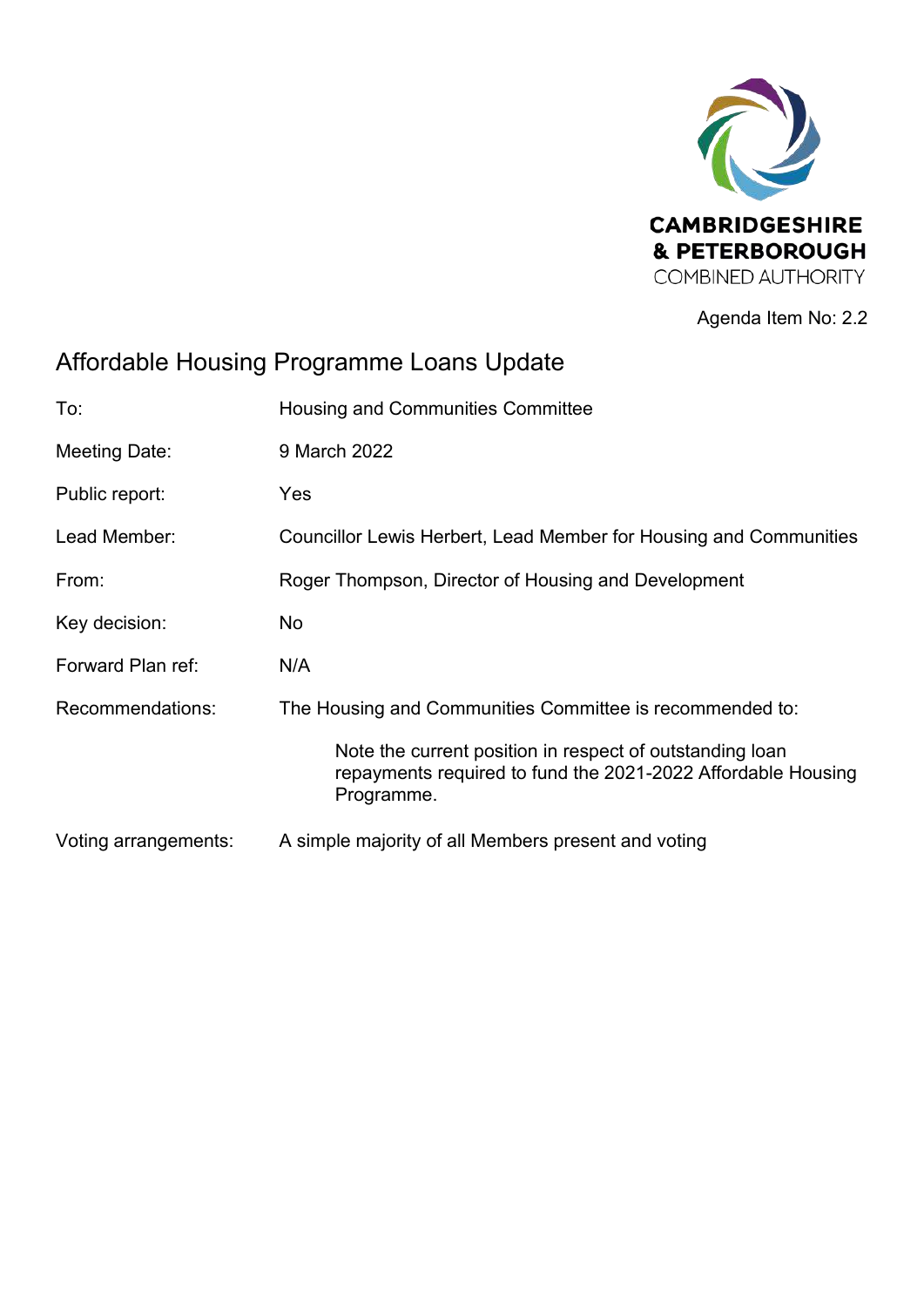CAMBRIDGESHIRE
& PETERBOROUGH
COMBINED AUTHORITY

Agenda Item No: 2.2

# Affordable Housing Programme Loans Update

| | |
|---|---|
| To: | Housing and Communities Committee |
| Meeting Date: | 9 March 2022 |
| Public report: | Yes |
| Lead Member: | Councillor Lewis Herbert, Lead Member for Housing and Communities |
| From: | Roger Thompson, Director of Housing and Development |
| Key decision: | No |
| Forward Plan ref: | N/A |
| Recommendations: | The Housing and Communities Committee is recommended to:<br><br>Note the current position in respect of outstanding loan repayments required to fund the 2021-2022 Affordable Housing Programme. |
| Voting arrangements: | A simple majority of all Members present and voting |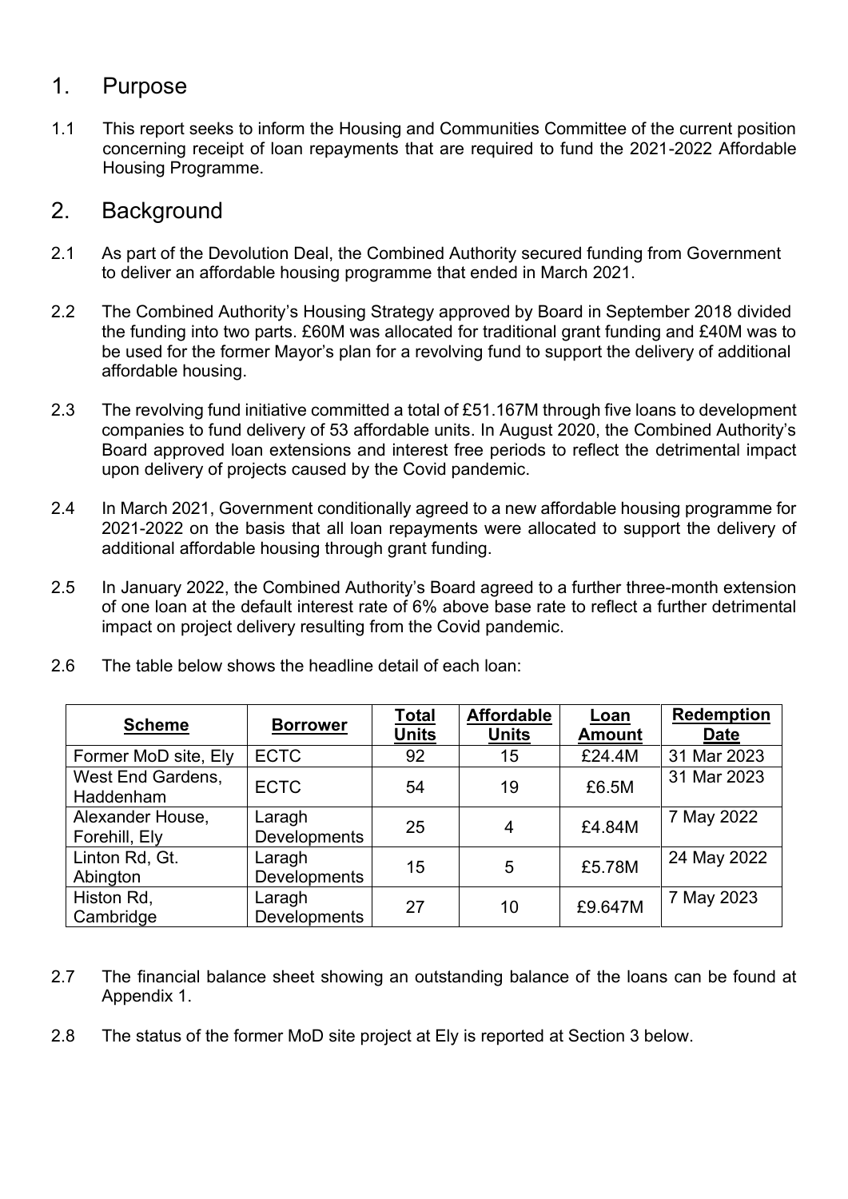## 1. Purpose

1.1 This report seeks to inform the Housing and Communities Committee of the current position concerning receipt of loan repayments that are required to fund the 2021-2022 Affordable Housing Programme.

## 2. Background

2.1 As part of the Devolution Deal, the Combined Authority secured funding from Government to deliver an affordable housing programme that ended in March 2021.

2.2 The Combined Authority's Housing Strategy approved by Board in September 2018 divided the funding into two parts. £60M was allocated for traditional grant funding and £40M was to be used for the former Mayor's plan for a revolving fund to support the delivery of additional affordable housing.

2.3 The revolving fund initiative committed a total of £51.167M through five loans to development companies to fund delivery of 53 affordable units. In August 2020, the Combined Authority's Board approved loan extensions and interest free periods to reflect the detrimental impact upon delivery of projects caused by the Covid pandemic.

2.4 In March 2021, Government conditionally agreed to a new affordable housing programme for 2021-2022 on the basis that all loan repayments were allocated to support the delivery of additional affordable housing through grant funding.

2.5 In January 2022, the Combined Authority's Board agreed to a further three-month extension of one loan at the default interest rate of 6% above base rate to reflect a further detrimental impact on project delivery resulting from the Covid pandemic.

2.6 The table below shows the headline detail of each loan:

| Scheme | Borrower | Total Units | Affordable Units | Loan Amount | Redemption Date |
|---|---|---|---|---|---|
| Former MoD site, Ely | ECTC | 92 | 15 | £24.4M | 31 Mar 2023 |
| West End Gardens, Haddenham | ECTC | 54 | 19 | £6.5M | 31 Mar 2023 |
| Alexander House, Forehill, Ely | Laragh Developments | 25 | 4 | £4.84M | 7 May 2022 |
| Linton Rd, Gt. Abington | Laragh Developments | 15 | 5 | £5.78M | 24 May 2022 |
| Histon Rd, Cambridge | Laragh Developments | 27 | 10 | £9.647M | 7 May 2023 |

2.7 The financial balance sheet showing an outstanding balance of the loans can be found at Appendix 1.

2.8 The status of the former MoD site project at Ely is reported at Section 3 below.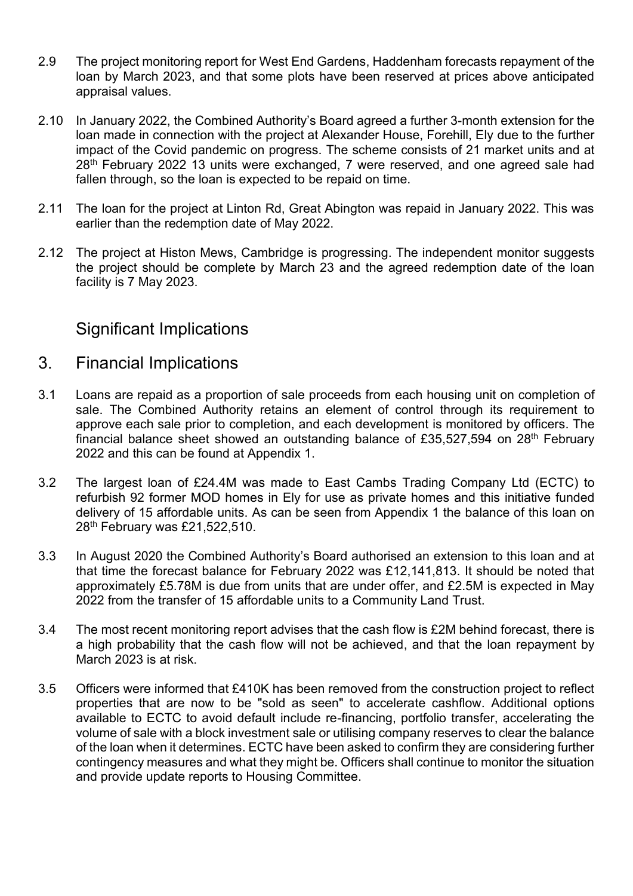2.9 The project monitoring report for West End Gardens, Haddenham forecasts repayment of the loan by March 2023, and that some plots have been reserved at prices above anticipated appraisal values.

2.10 In January 2022, the Combined Authority's Board agreed a further 3-month extension for the loan made in connection with the project at Alexander House, Forehill, Ely due to the further impact of the Covid pandemic on progress. The scheme consists of 21 market units and at 28th February 2022 13 units were exchanged, 7 were reserved, and one agreed sale had fallen through, so the loan is expected to be repaid on time.

2.11 The loan for the project at Linton Rd, Great Abington was repaid in January 2022. This was earlier than the redemption date of May 2022.

2.12 The project at Histon Mews, Cambridge is progressing. The independent monitor suggests the project should be complete by March 23 and the agreed redemption date of the loan facility is 7 May 2023.

## Significant Implications

## 3. Financial Implications

3.1 Loans are repaid as a proportion of sale proceeds from each housing unit on completion of sale. The Combined Authority retains an element of control through its requirement to approve each sale prior to completion, and each development is monitored by officers. The financial balance sheet showed an outstanding balance of £35,527,594 on 28th February 2022 and this can be found at Appendix 1.

3.2 The largest loan of £24.4M was made to East Cambs Trading Company Ltd (ECTC) to refurbish 92 former MOD homes in Ely for use as private homes and this initiative funded delivery of 15 affordable units. As can be seen from Appendix 1 the balance of this loan on 28th February was £21,522,510.

3.3 In August 2020 the Combined Authority's Board authorised an extension to this loan and at that time the forecast balance for February 2022 was £12,141,813. It should be noted that approximately £5.78M is due from units that are under offer, and £2.5M is expected in May 2022 from the transfer of 15 affordable units to a Community Land Trust.

3.4 The most recent monitoring report advises that the cash flow is £2M behind forecast, there is a high probability that the cash flow will not be achieved, and that the loan repayment by March 2023 is at risk.

3.5 Officers were informed that £410K has been removed from the construction project to reflect properties that are now to be "sold as seen" to accelerate cashflow. Additional options available to ECTC to avoid default include re-financing, portfolio transfer, accelerating the volume of sale with a block investment sale or utilising company reserves to clear the balance of the loan when it determines. ECTC have been asked to confirm they are considering further contingency measures and what they might be. Officers shall continue to monitor the situation and provide update reports to Housing Committee.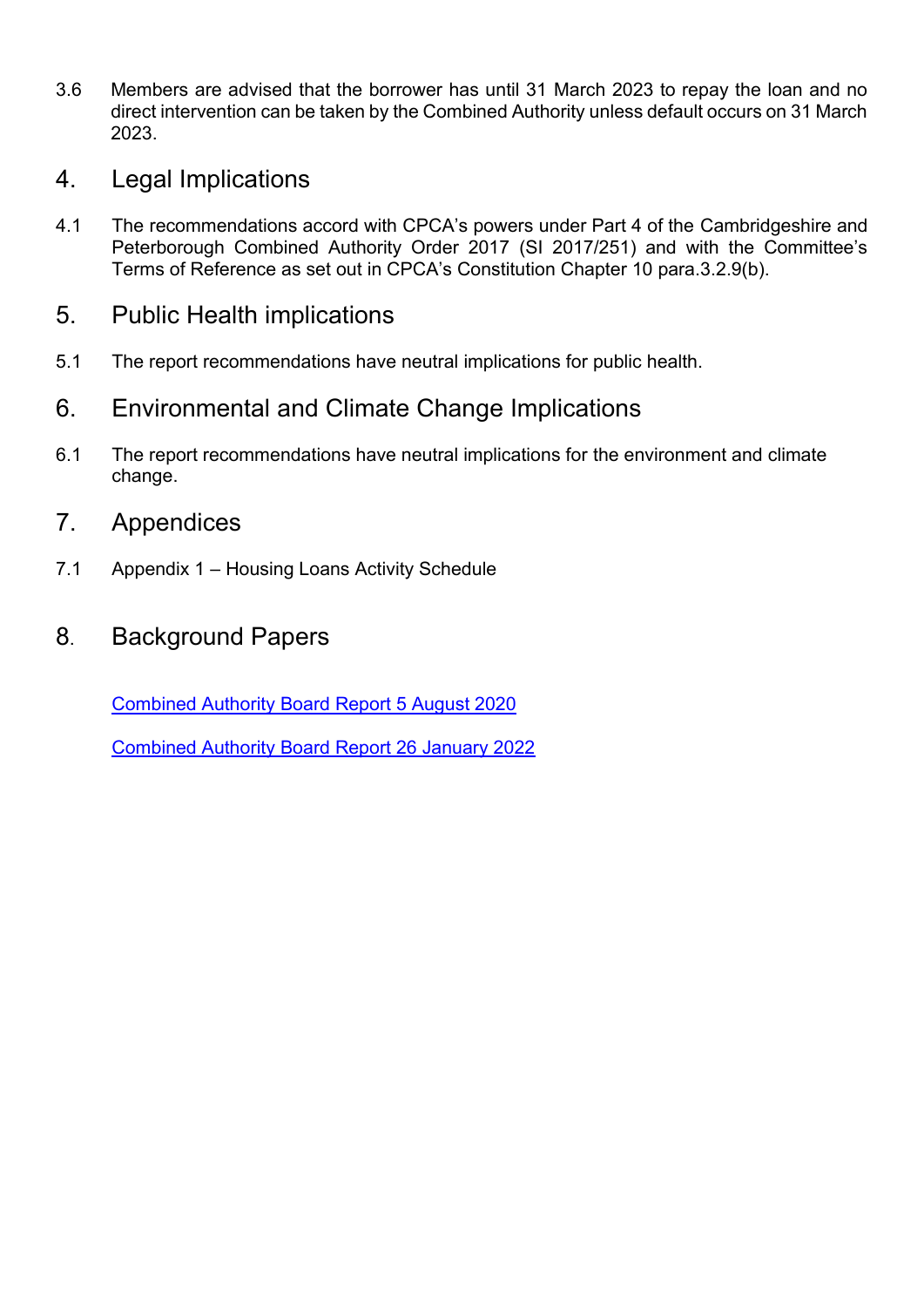3.6 Members are advised that the borrower has until 31 March 2023 to repay the loan and no direct intervention can be taken by the Combined Authority unless default occurs on 31 March 2023.

## 4. Legal Implications

4.1 The recommendations accord with CPCA's powers under Part 4 of the Cambridgeshire and Peterborough Combined Authority Order 2017 (SI 2017/251) and with the Committee's Terms of Reference as set out in CPCA's Constitution Chapter 10 para.3.2.9(b).

## 5. Public Health implications

5.1 The report recommendations have neutral implications for public health.

## 6. Environmental and Climate Change Implications

6.1 The report recommendations have neutral implications for the environment and climate change.

## 7. Appendices

7.1 Appendix 1 – Housing Loans Activity Schedule

## 8. Background Papers

Combined Authority Board Report 5 August 2020

Combined Authority Board Report 26 January 2022